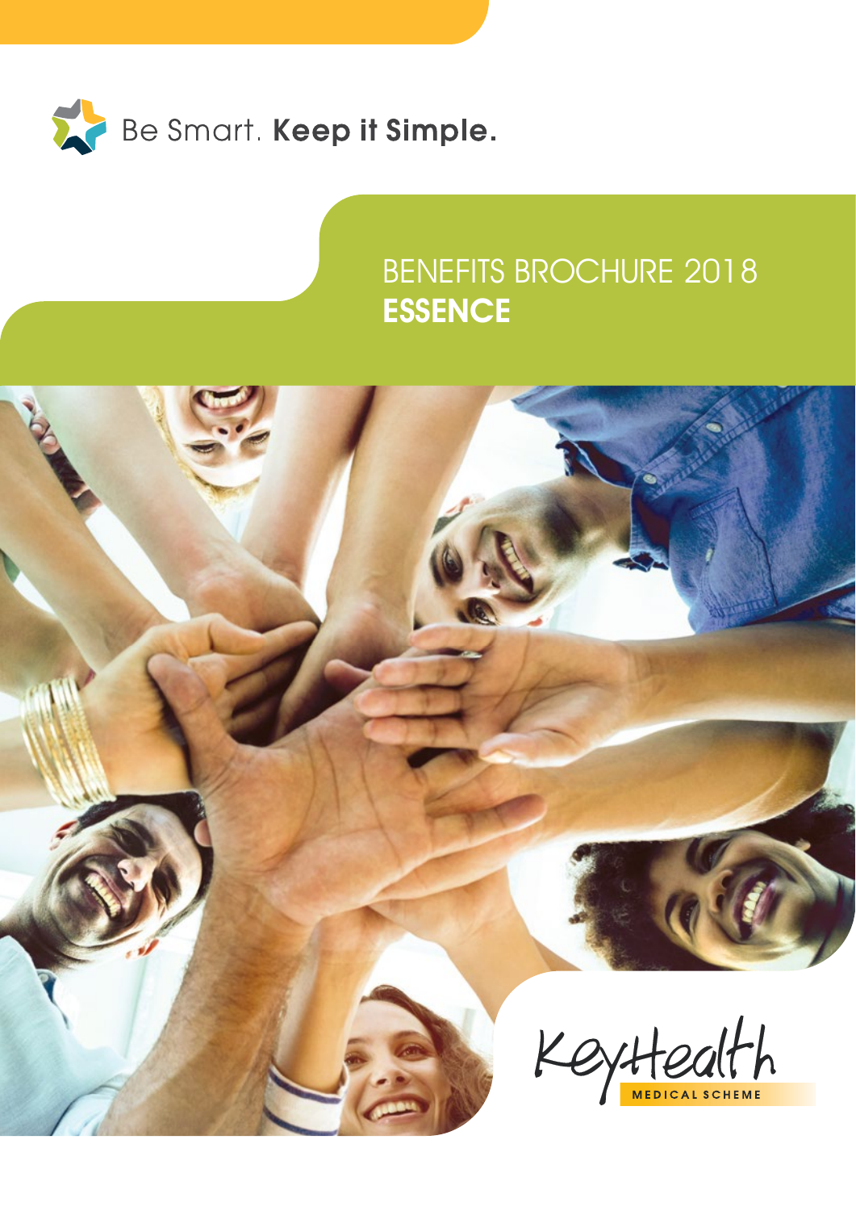Be Smart. **Keep it Simple.**

# BENEFITS BROCHURE 2018
# **ESSENCE**

KeyHealth
MEDICAL SCHEME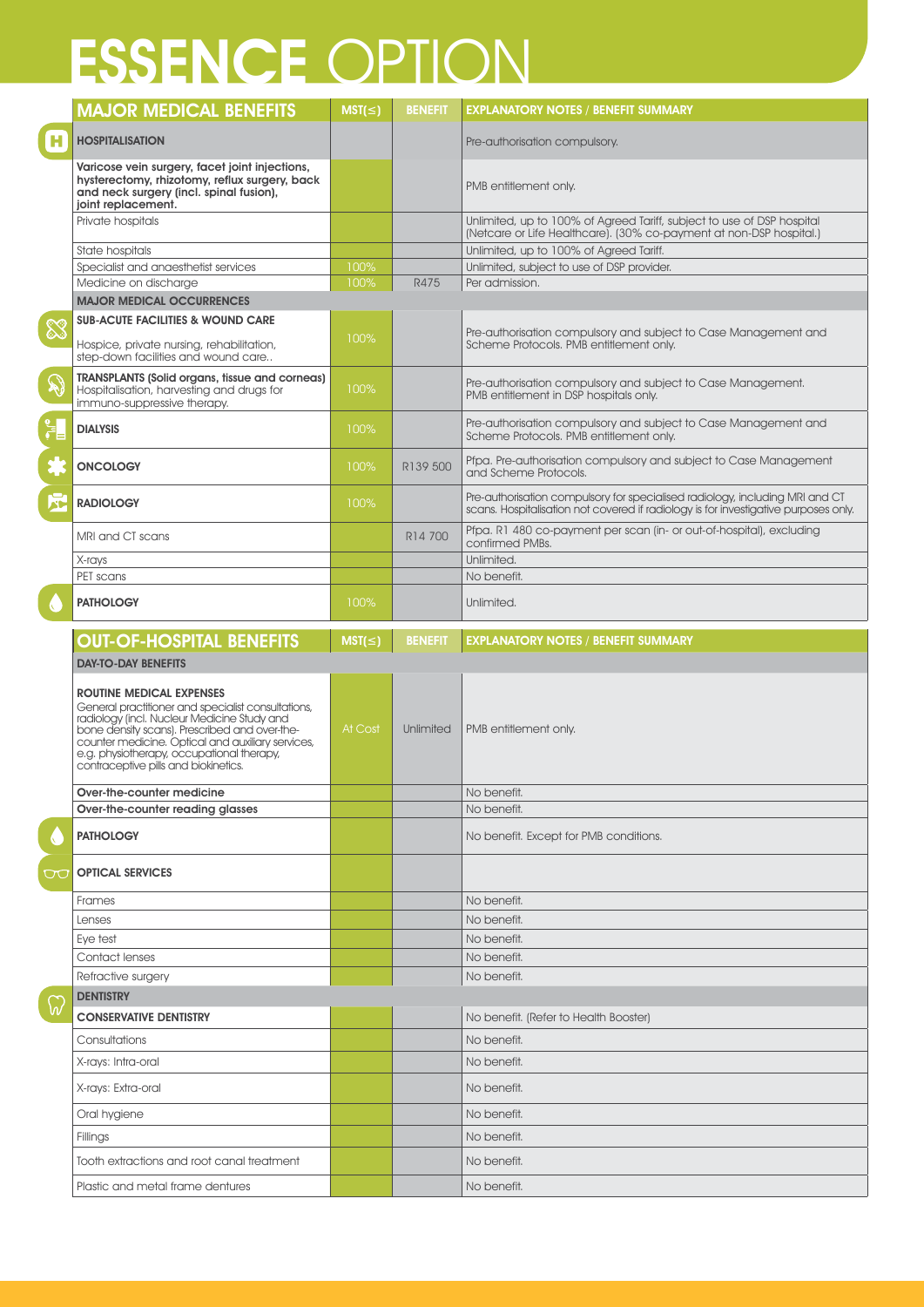# ESSENCE OPTION

| MAJOR MEDICAL BENEFITS | MST(≤) | BENEFIT | EXPLANATORY NOTES / BENEFIT SUMMARY |
|---|---|---|---|
| **HOSPITALISATION** | | | Pre-authorisation compulsory. |
| **Varicose vein surgery, facet joint injections, hysterectomy, rhizotomy, reflux surgery, back and neck surgery (incl. spinal fusion), joint replacement.** | | | PMB entitlement only. |
| Private hospitals | | | Unlimited, up to 100% of Agreed Tariff, subject to use of DSP hospital (Netcare or Life Healthcare). (30% co-payment at non-DSP hospital.) |
| State hospitals | | | Unlimited, up to 100% of Agreed Tariff. |
| Specialist and anaesthetist services | 100% | | Unlimited, subject to use of DSP provider. |
| Medicine on discharge | 100% | R475 | Per admission. |
| **MAJOR MEDICAL OCCURRENCES** | | | |
| **SUB-ACUTE FACILITIES & WOUND CARE** Hospice, private nursing, rehabilitation, step-down facilities and wound care.. | 100% | | Pre-authorisation compulsory and subject to Case Management and Scheme Protocols. PMB entitlement only. |
| **TRANSPLANTS (Solid organs, tissue and corneas)** Hospitalisation, harvesting and drugs for immuno-suppressive therapy. | 100% | | Pre-authorisation compulsory and subject to Case Management. PMB entitlement in DSP hospitals only. |
| **DIALYSIS** | 100% | | Pre-authorisation compulsory and subject to Case Management and Scheme Protocols. PMB entitlement only. |
| **ONCOLOGY** | 100% | R139 500 | Pfpa. Pre-authorisation compulsory and subject to Case Management and Scheme Protocols. |
| **RADIOLOGY** | 100% | | Pre-authorisation compulsory for specialised radiology, including MRI and CT scans. Hospitalisation not covered if radiology is for investigative purposes only. |
| MRI and CT scans | | R14 700 | Pfpa. R1 480 co-payment per scan (in- or out-of-hospital), excluding confirmed PMBs. |
| X-rays | | | Unlimited. |
| PET scans | | | No benefit. |
| **PATHOLOGY** | 100% | | Unlimited. |

| OUT-OF-HOSPITAL BENEFITS | MST(≤) | BENEFIT | EXPLANATORY NOTES / BENEFIT SUMMARY |
|---|---|---|---|
| **DAY-TO-DAY BENEFITS** | | | |
| **ROUTINE MEDICAL EXPENSES** General practitioner and specialist consultations, radiology (incl. Nuclear Medicine Study and bone density scans). Prescribed and over-the-counter medicine. Optical and auxiliary services, e.g. physiotherapy, occupational therapy, contraceptive pills and biokinetics. | At Cost | Unlimited | PMB entitlement only. |
| **Over-the-counter medicine** | | | No benefit. |
| **Over-the-counter reading glasses** | | | No benefit. |
| **PATHOLOGY** | | | No benefit. Except for PMB conditions. |
| **OPTICAL SERVICES** | | | |
| Frames | | | No benefit. |
| Lenses | | | No benefit. |
| Eye test | | | No benefit. |
| Contact lenses | | | No benefit. |
| Refractive surgery | | | No benefit. |
| **DENTISTRY** | | | |
| **CONSERVATIVE DENTISTRY** | | | No benefit. (Refer to Health Booster) |
| Consultations | | | No benefit. |
| X-rays: Intra-oral | | | No benefit. |
| X-rays: Extra-oral | | | No benefit. |
| Oral hygiene | | | No benefit. |
| Fillings | | | No benefit. |
| Tooth extractions and root canal treatment | | | No benefit. |
| Plastic and metal frame dentures | | | No benefit. |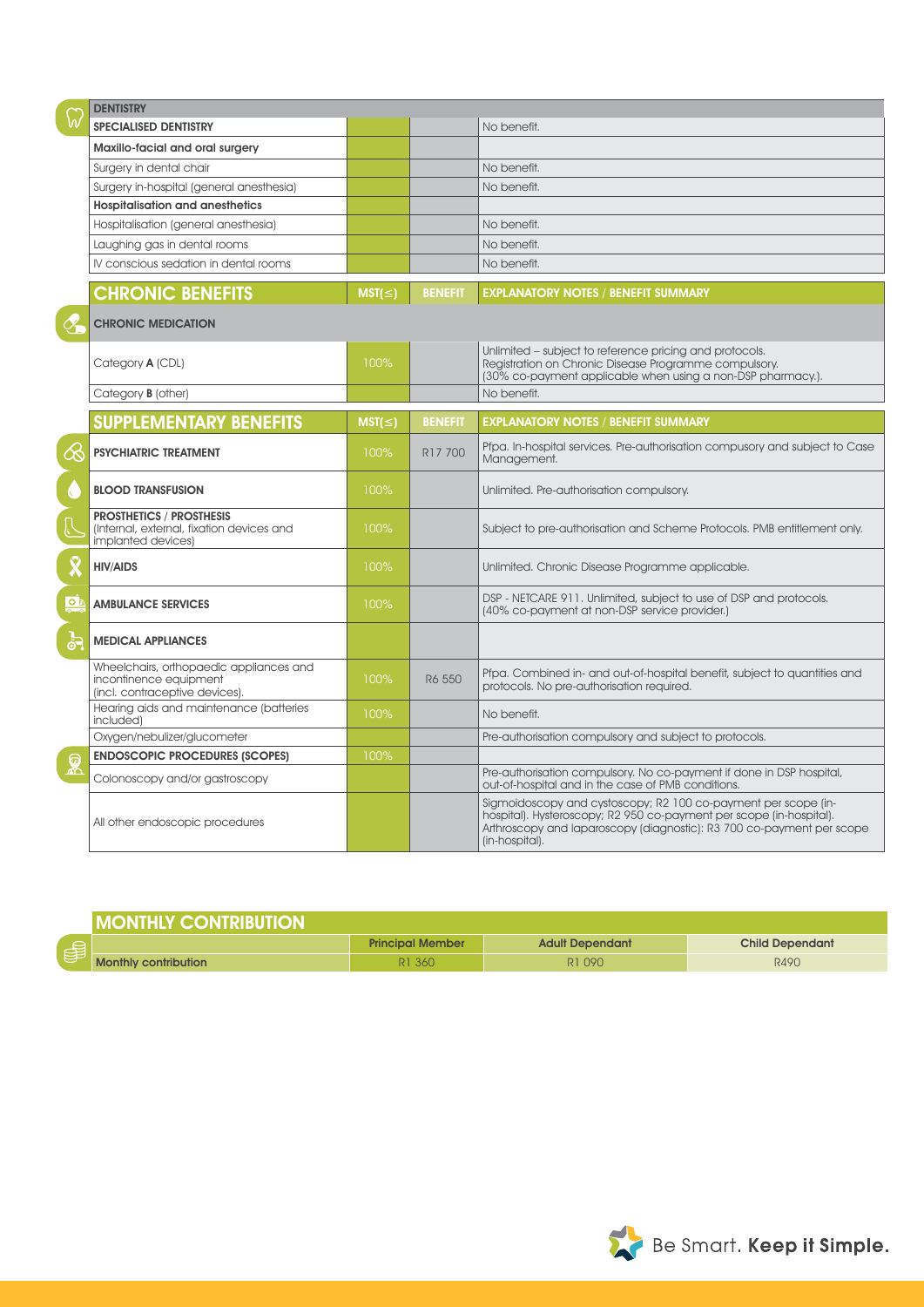| DENTISTRY | | | |
|---|---|---|---|
| **SPECIALISED DENTISTRY** | | | No benefit. |
| **Maxillo-facial and oral surgery** | | | |
| Surgery in dental chair | | | No benefit. |
| Surgery in-hospital (general anesthesia) | | | No benefit. |
| **Hospitalisation and anesthetics** | | | |
| Hospitalisation (general anesthesia) | | | No benefit. |
| Laughing gas in dental rooms | | | No benefit. |
| IV conscious sedation in dental rooms | | | No benefit. |

| CHRONIC BENEFITS | MST(≤) | BENEFIT | EXPLANATORY NOTES / BENEFIT SUMMARY |
|---|---|---|---|
| **CHRONIC MEDICATION** | | | |
| Category **A** (CDL) | 100% | | Unlimited – subject to reference pricing and protocols. Registration on Chronic Disease Programme compulsory. (30% co-payment applicable when using a non-DSP pharmacy.). |
| Category **B** (other) | | | No benefit. |

| SUPPLEMENTARY BENEFITS | MST(≤) | BENEFIT | EXPLANATORY NOTES / BENEFIT SUMMARY |
|---|---|---|---|
| **PSYCHIATRIC TREATMENT** | 100% | R17 700 | Pfpa. In-hospital services. Pre-authorisation compusory and subject to Case Management. |
| **BLOOD TRANSFUSION** | 100% | | Unlimited. Pre-authorisation compulsory. |
| **PROSTHETICS / PROSTHESIS** (Internal, external, fixation devices and implanted devices) | 100% | | Subject to pre-authorisation and Scheme Protocols. PMB entitlement only. |
| **HIV/AIDS** | 100% | | Unlimited. Chronic Disease Programme applicable. |
| **AMBULANCE SERVICES** | 100% | | DSP - NETCARE 911. Unlimited, subject to use of DSP and protocols. (40% co-payment at non-DSP service provider.) |
| **MEDICAL APPLIANCES** | | | |
| Wheelchairs, orthopaedic appliances and incontinence equipment (incl. contraceptive devices). | 100% | R6 550 | Pfpa. Combined in- and out-of-hospital benefit, subject to quantities and protocols. No pre-authorisation required. |
| Hearing aids and maintenance (batteries included) | 100% | | No benefit. |
| Oxygen/nebulizer/glucometer | | | Pre-authorisation compulsory and subject to protocols. |
| **ENDOSCOPIC PROCEDURES (SCOPES)** | 100% | | |
| Colonoscopy and/or gastroscopy | | | Pre-authorisation compulsory. No co-payment if done in DSP hospital, out-of-hospital and in the case of PMB conditions. |
| All other endoscopic procedures | | | Sigmoidoscopy and cystoscopy; R2 100 co-payment per scope (in-hospital). Hysteroscopy; R2 950 co-payment per scope (in-hospital). Arthroscopy and laparoscopy (diagnostic): R3 700 co-payment per scope (in-hospital). |

## MONTHLY CONTRIBUTION

| | Principal Member | Adult Dependant | Child Dependant |
|---|---|---|---|
| **Monthly contribution** | R1 360 | R1 090 | R490 |

Be Smart. **Keep it Simple.**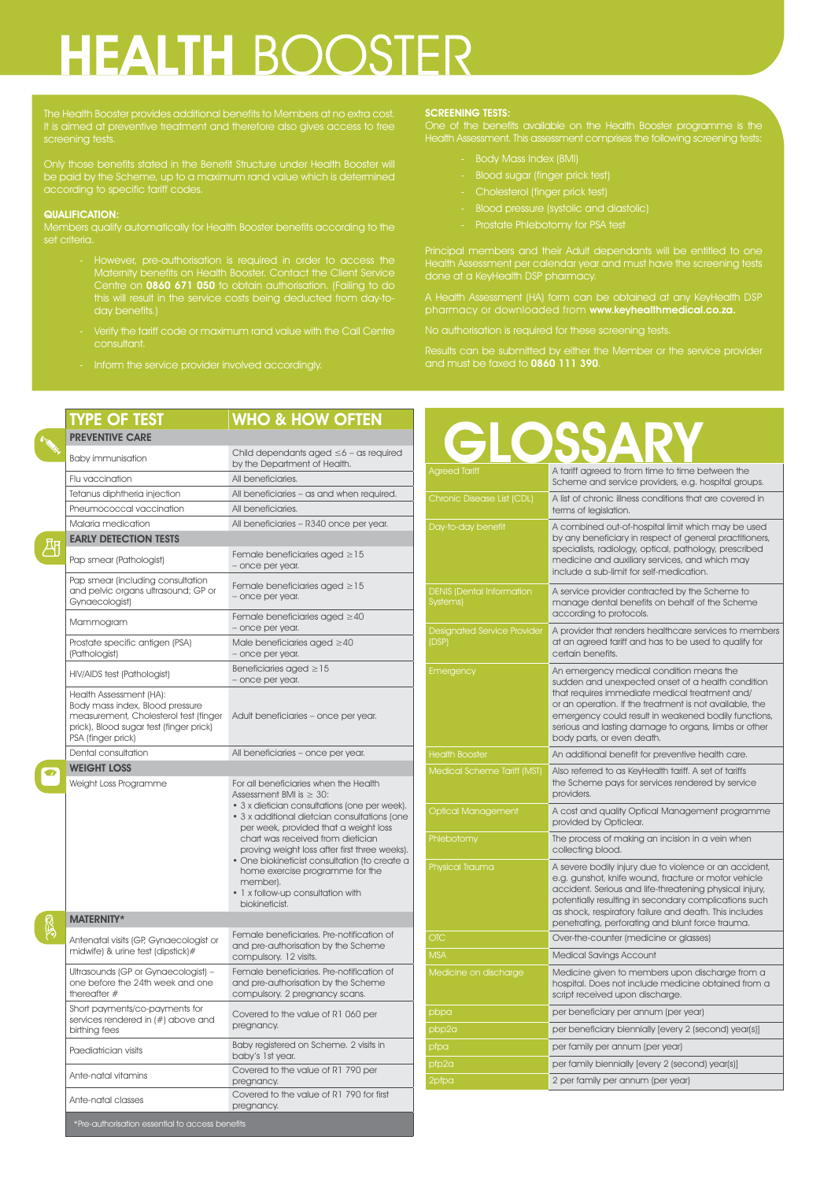# HEALTH BOOSTER

The Health Booster provides additional benefits to Members at no extra cost. It is aimed at preventive treatment and therefore also gives access to free screening tests.

Only those benefits stated in the Benefit Structure under Health Booster will be paid by the Scheme, up to a maximum rand value which is determined according to specific tariff codes.

**QUALIFICATION:**
Members qualify automatically for Health Booster benefits according to the set criteria.

- However, pre-authorisation is required in order to access the Maternity benefits on Health Booster. Contact the Client Service Centre on **0860 671 050** to obtain authorisation. (Failing to do this will result in the service costs being deducted from day-to-day benefits.)
- Verify the tariff code or maximum rand value with the Call Centre consultant.
- Inform the service provider involved accordingly.

**SCREENING TESTS:**
One of the benefits available on the Health Booster programme is the Health Assessment. This assessment comprises the following screening tests:

- Body Mass Index (BMI)
- Blood sugar (finger prick test)
- Cholesterol (finger prick test)
- Blood pressure (systolic and diastolic)
- Prostate Phlebotomy for PSA test

Principal members and their Adult dependants will be entitled to one Health Assessment per calendar year and must have the screening tests done at a KeyHealth DSP pharmacy.

A Health Assessment (HA) form can be obtained at any KeyHealth DSP pharmacy or downloaded from **www.keyhealthmedical.co.za.**

No authorisation is required for these screening tests.

Results can be submitted by either the Member or the service provider and must be faxed to **0860 111 390**.

| TYPE OF TEST | WHO & HOW OFTEN |
|---|---|
| **PREVENTIVE CARE** | |
| Baby immunisation | Child dependants aged ≤6 – as required by the Department of Health. |
| Flu vaccination | All beneficiaries. |
| Tetanus diphtheria injection | All beneficiaries – as and when required. |
| Pneumococcal vaccination | All beneficiaries. |
| Malaria medication | All beneficiaries – R340 once per year. |
| **EARLY DETECTION TESTS** | |
| Pap smear (Pathologist) | Female beneficiaries aged ≥15 – once per year. |
| Pap smear (including consultation and pelvic organs ultrasound; GP or Gynaecologist) | Female beneficiaries aged ≥15 – once per year. |
| Mammogram | Female beneficiaries aged ≥40 – once per year. |
| Prostate specific antigen (PSA) (Pathologist) | Male beneficiaries aged ≥40 – once per year. |
| HIV/AIDS test (Pathologist) | Beneficiaries aged ≥15 – once per year. |
| Health Assessment (HA): Body mass index, Blood pressure measurement, Cholesterol test (finger prick), Blood sugar test (finger prick) PSA (finger prick) | Adult beneficiaries – once per year. |
| Dental consultation | All beneficiaries – once per year. |
| **WEIGHT LOSS** | |
| Weight Loss Programme | For all beneficiaries when the Health Assessment BMI is ≥ 30: • 3 x dietician consultations (one per week). • 3 x additional dietcian consultations (one per week, provided that a weight loss chart was received from dietician proving weight loss after first three weeks). • One biokineticist consultation (to create a home exercise programme for the member). • 1 x follow-up consultation with biokineticist. |
| **MATERNITY*** | |
| Antenatal visits (GP, Gynaecologist or midwife) & urine test (dipstick)# | Female beneficiaries. Pre-notification of and pre-authorisation by the Scheme compulsory. 12 visits. |
| Ultrasounds (GP or Gynaecologist) – one before the 24th week and one thereafter # | Female beneficiaries. Pre-notification of and pre-authorisation by the Scheme compulsory. 2 pregnancy scans. |
| Short payments/co-payments for services rendered in (#) above and birthing fees | Covered to the value of R1 060 per pregnancy. |
| Paediatrician visits | Baby registered on Scheme. 2 visits in baby's 1st year. |
| Ante-natal vitamins | Covered to the value of R1 790 per pregnancy. |
| Ante-natal classes | Covered to the value of R1 790 for first pregnancy. |

*Pre-authorisation essential to access benefits

# GLOSSARY

| | |
|---|---|
| Agreed Tariff | A tariff agreed to from time to time between the Scheme and service providers, e.g. hospital groups. |
| Chronic Disease List (CDL) | A list of chronic illness conditions that are covered in terms of legislation. |
| Day-to-day benefit | A combined out-of-hospital limit which may be used by any beneficiary in respect of general practitioners, specialists, radiology, optical, pathology, prescribed medicine and auxiliary services, and which may include a sub-limit for self-medication. |
| DENIS (Dental Information Systems) | A service provider contracted by the Scheme to manage dental benefits on behalf of the Scheme according to protocols. |
| Designated Service Provider (DSP) | A provider that renders healthcare services to members at an agreed tariff and has to be used to qualify for certain benefits. |
| Emergency | An emergency medical condition means the sudden and unexpected onset of a health condition that requires immediate medical treatment and/ or an operation. If the treatment is not available, the emergency could result in weakened bodily functions, serious and lasting damage to organs, limbs or other body parts, or even death. |
| Health Booster | An additional benefit for preventive health care. |
| Medical Scheme Tariff (MST) | Also referred to as KeyHealth tariff. A set of tariffs the Scheme pays for services rendered by service providers. |
| Optical Management | A cost and quality Optical Management programme provided by Opticlear. |
| Phlebotomy | The process of making an incision in a vein when collecting blood. |
| Physical Trauma | A severe bodily injury due to violence or an accident, e.g. gunshot, knife wound, fracture or motor vehicle accident. Serious and life-threatening physical injury, potentially resulting in secondary complications such as shock, respiratory failure and death. This includes penetrating, perforating and blunt force trauma. |
| OTC | Over-the-counter (medicine or glasses) |
| MSA | Medical Savings Account |
| Medicine on discharge | Medicine given to members upon discharge from a hospital. Does not include medicine obtained from a script received upon discharge. |
| pbpa | per beneficiary per annum (per year) |
| pbp2a | per beneficiary biennially [every 2 (second) year(s)] |
| pfpa | per family per annum (per year) |
| pfp2a | per family biennially [every 2 (second) year(s)] |
| 2pfpa | 2 per family per annum (per year) |